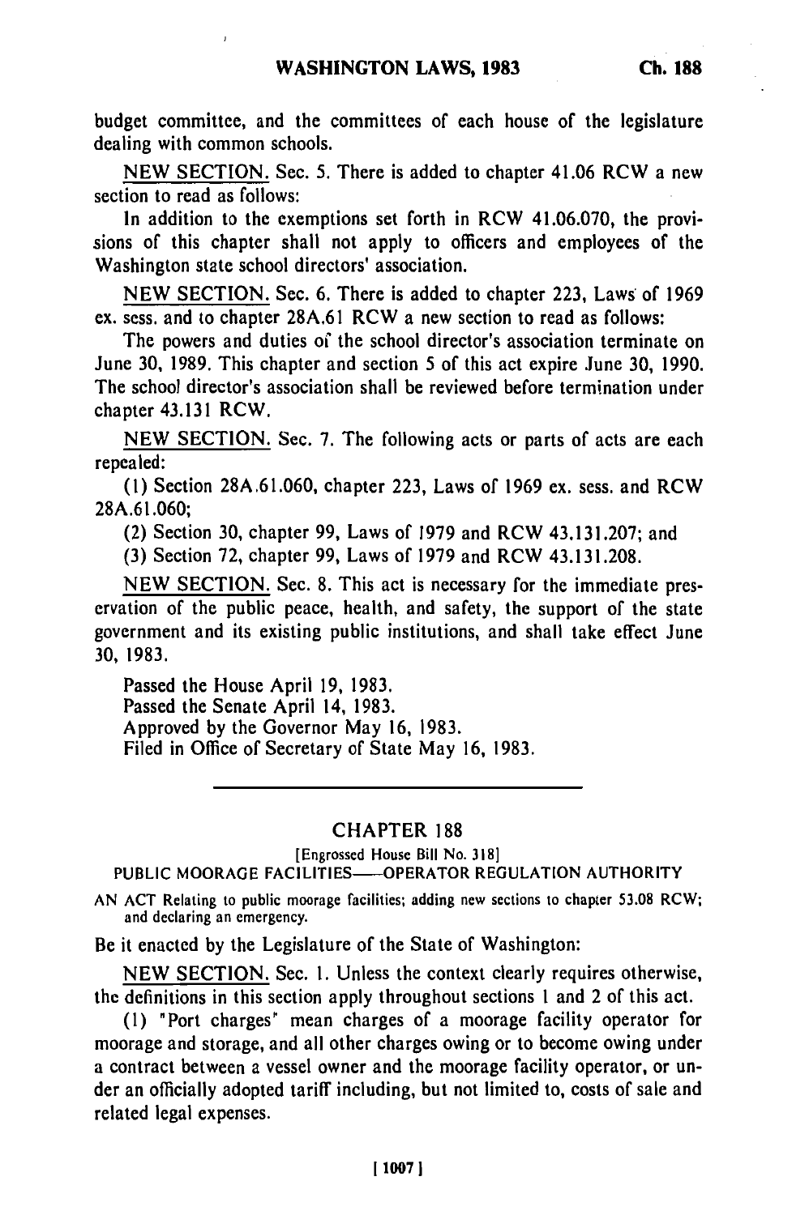budget committee, and the committees of each house of the legislature dealing with common schools.

NEW SECTION. Sec. 5. There is added to chapter 41.06 RCW a new section to read as follows:

In addition to the exemptions set forth in RCW 41.06.070, the provisions of this chapter shall not apply to officers and employees of the Washington state school directors' association.

NEW SECTION. Sec. 6. There is added to chapter 223, Laws of 1969 ex. sess. and to chapter 28A.61 RCW a new section to read as follows:

The powers and duties of the school director's association terminate on June 30, 1989. This chapter and section 5 of this act expire June 30, 1990. The school director's association shall be reviewed before termination under chapter 43.131 RCW.

NEW SECTION. Sec. 7. The following acts or parts of acts are each repealed:

(1) Section 28A.61.060, chapter 223, Laws of 1969 ex. sess. and RCW 28A.61.060;

(2) Section 30, chapter 99, Laws of 1979 and RCW 43.131.207; and

(3) Section 72, chapter 99, Laws of 1979 and RCW 43.131.208.

NEW SECTION. Sec. 8. This act is necessary for the immediate preservation of the public peace, health, and safety, the support of the state government and its existing public institutions, and shall take effect June 30, 1983.

Passed the House April 19, 1983.
Passed the Senate April 14, 1983.
Approved by the Governor May 16, 1983.
Filed in Office of Secretary of State May 16, 1983.

---

## CHAPTER 188

[Engrossed House Bill No. 318]

PUBLIC MOORAGE FACILITIES—OPERATOR REGULATION AUTHORITY

AN ACT Relating to public moorage facilities; adding new sections to chapter 53.08 RCW; and declaring an emergency.

Be it enacted by the Legislature of the State of Washington:

NEW SECTION. Sec. 1. Unless the context clearly requires otherwise, the definitions in this section apply throughout sections 1 and 2 of this act.

(1) "Port charges" mean charges of a moorage facility operator for moorage and storage, and all other charges owing or to become owing under a contract between a vessel owner and the moorage facility operator, or under an officially adopted tariff including, but not limited to, costs of sale and related legal expenses.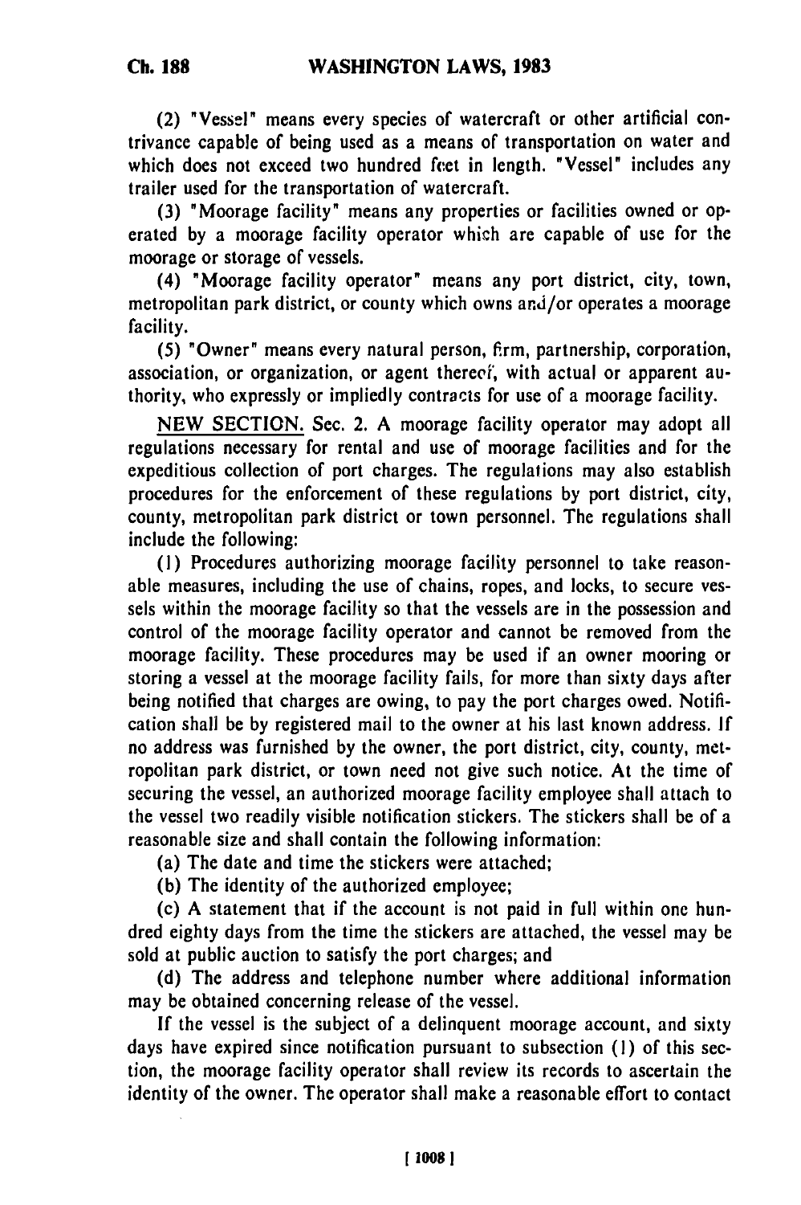(2) "Vessel" means every species of watercraft or other artificial contrivance capable of being used as a means of transportation on water and which does not exceed two hundred feet in length. "Vessel" includes any trailer used for the transportation of watercraft.

(3) "Moorage facility" means any properties or facilities owned or operated by a moorage facility operator which are capable of use for the moorage or storage of vessels.

(4) "Moorage facility operator" means any port district, city, town, metropolitan park district, or county which owns and/or operates a moorage facility.

(5) "Owner" means every natural person, firm, partnership, corporation, association, or organization, or agent thereof, with actual or apparent authority, who expressly or impliedly contracts for use of a moorage facility.

NEW SECTION. Sec. 2. A moorage facility operator may adopt all regulations necessary for rental and use of moorage facilities and for the expeditious collection of port charges. The regulations may also establish procedures for the enforcement of these regulations by port district, city, county, metropolitan park district or town personnel. The regulations shall include the following:

(1) Procedures authorizing moorage facility personnel to take reasonable measures, including the use of chains, ropes, and locks, to secure vessels within the moorage facility so that the vessels are in the possession and control of the moorage facility operator and cannot be removed from the moorage facility. These procedures may be used if an owner mooring or storing a vessel at the moorage facility fails, for more than sixty days after being notified that charges are owing, to pay the port charges owed. Notification shall be by registered mail to the owner at his last known address. If no address was furnished by the owner, the port district, city, county, metropolitan park district, or town need not give such notice. At the time of securing the vessel, an authorized moorage facility employee shall attach to the vessel two readily visible notification stickers. The stickers shall be of a reasonable size and shall contain the following information:

(a) The date and time the stickers were attached;

(b) The identity of the authorized employee;

(c) A statement that if the account is not paid in full within one hundred eighty days from the time the stickers are attached, the vessel may be sold at public auction to satisfy the port charges; and

(d) The address and telephone number where additional information may be obtained concerning release of the vessel.

If the vessel is the subject of a delinquent moorage account, and sixty days have expired since notification pursuant to subsection (1) of this section, the moorage facility operator shall review its records to ascertain the identity of the owner. The operator shall make a reasonable effort to contact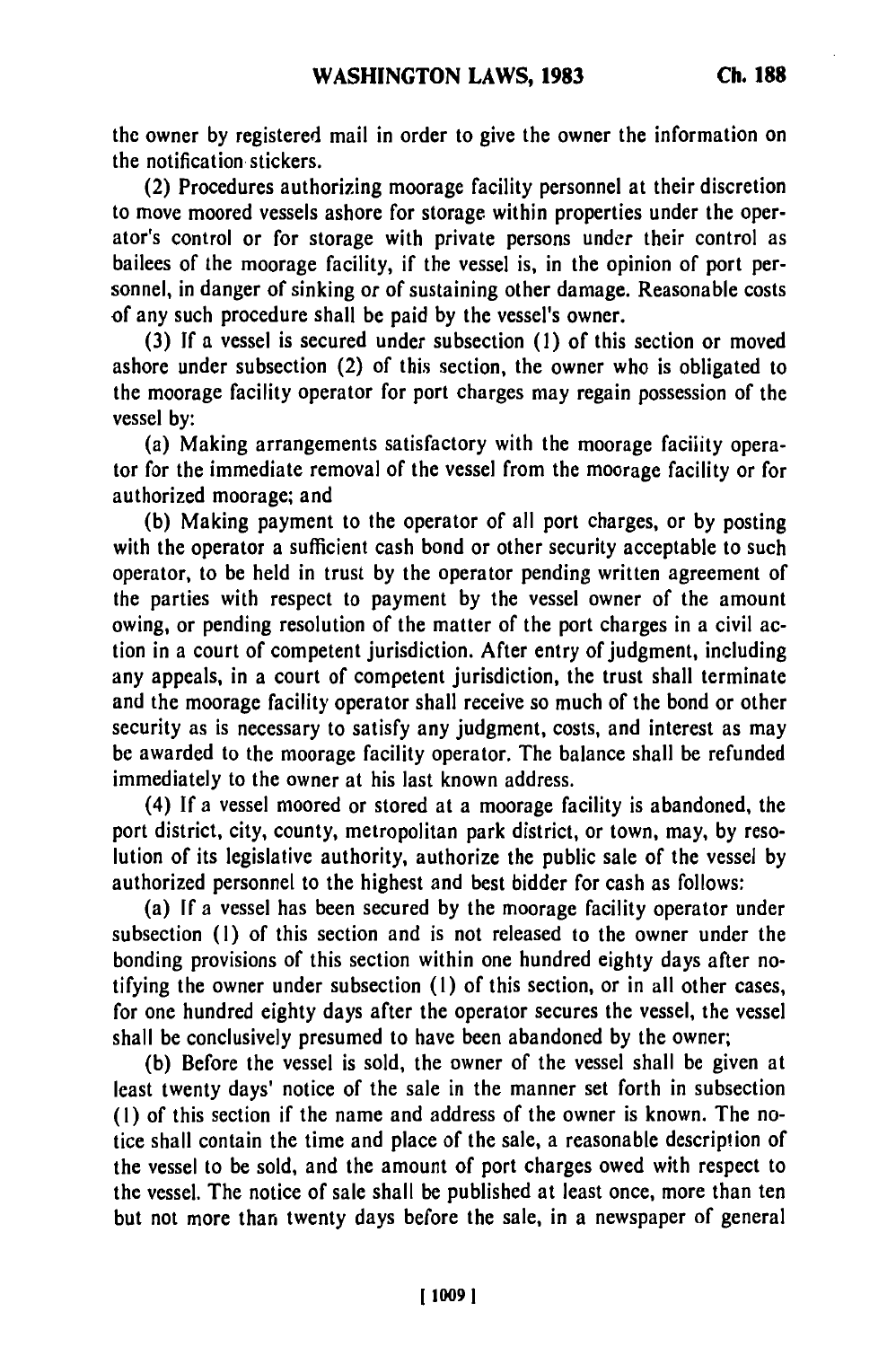the owner by registered mail in order to give the owner the information on the notification stickers.

(2) Procedures authorizing moorage facility personnel at their discretion to move moored vessels ashore for storage within properties under the operator's control or for storage with private persons under their control as bailees of the moorage facility, if the vessel is, in the opinion of port personnel, in danger of sinking or of sustaining other damage. Reasonable costs of any such procedure shall be paid by the vessel's owner.

(3) If a vessel is secured under subsection (1) of this section or moved ashore under subsection (2) of this section, the owner who is obligated to the moorage facility operator for port charges may regain possession of the vessel by:

(a) Making arrangements satisfactory with the moorage facility operator for the immediate removal of the vessel from the moorage facility or for authorized moorage; and

(b) Making payment to the operator of all port charges, or by posting with the operator a sufficient cash bond or other security acceptable to such operator, to be held in trust by the operator pending written agreement of the parties with respect to payment by the vessel owner of the amount owing, or pending resolution of the matter of the port charges in a civil action in a court of competent jurisdiction. After entry of judgment, including any appeals, in a court of competent jurisdiction, the trust shall terminate and the moorage facility operator shall receive so much of the bond or other security as is necessary to satisfy any judgment, costs, and interest as may be awarded to the moorage facility operator. The balance shall be refunded immediately to the owner at his last known address.

(4) If a vessel moored or stored at a moorage facility is abandoned, the port district, city, county, metropolitan park district, or town, may, by resolution of its legislative authority, authorize the public sale of the vessel by authorized personnel to the highest and best bidder for cash as follows:

(a) If a vessel has been secured by the moorage facility operator under subsection (1) of this section and is not released to the owner under the bonding provisions of this section within one hundred eighty days after notifying the owner under subsection (1) of this section, or in all other cases, for one hundred eighty days after the operator secures the vessel, the vessel shall be conclusively presumed to have been abandoned by the owner;

(b) Before the vessel is sold, the owner of the vessel shall be given at least twenty days' notice of the sale in the manner set forth in subsection (1) of this section if the name and address of the owner is known. The notice shall contain the time and place of the sale, a reasonable description of the vessel to be sold, and the amount of port charges owed with respect to the vessel. The notice of sale shall be published at least once, more than ten but not more than twenty days before the sale, in a newspaper of general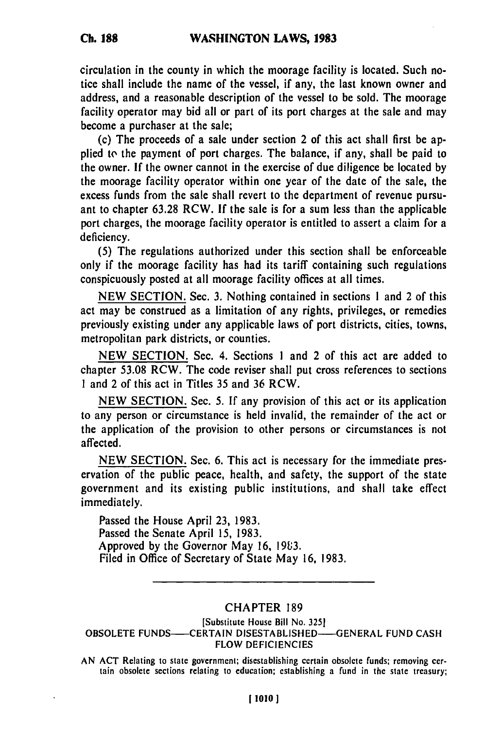circulation in the county in which the moorage facility is located. Such notice shall include the name of the vessel, if any, the last known owner and address, and a reasonable description of the vessel to be sold. The moorage facility operator may bid all or part of its port charges at the sale and may become a purchaser at the sale;

(c) The proceeds of a sale under section 2 of this act shall first be applied to the payment of port charges. The balance, if any, shall be paid to the owner. If the owner cannot in the exercise of due diligence be located by the moorage facility operator within one year of the date of the sale, the excess funds from the sale shall revert to the department of revenue pursuant to chapter 63.28 RCW. If the sale is for a sum less than the applicable port charges, the moorage facility operator is entitled to assert a claim for a deficiency.

(5) The regulations authorized under this section shall be enforceable only if the moorage facility has had its tariff containing such regulations conspicuously posted at all moorage facility offices at all times.

NEW SECTION. Sec. 3. Nothing contained in sections 1 and 2 of this act may be construed as a limitation of any rights, privileges, or remedies previously existing under any applicable laws of port districts, cities, towns, metropolitan park districts, or counties.

NEW SECTION. Sec. 4. Sections 1 and 2 of this act are added to chapter 53.08 RCW. The code reviser shall put cross references to sections 1 and 2 of this act in Titles 35 and 36 RCW.

NEW SECTION. Sec. 5. If any provision of this act or its application to any person or circumstance is held invalid, the remainder of the act or the application of the provision to other persons or circumstances is not affected.

NEW SECTION. Sec. 6. This act is necessary for the immediate preservation of the public peace, health, and safety, the support of the state government and its existing public institutions, and shall take effect immediately.

Passed the House April 23, 1983.
Passed the Senate April 15, 1983.
Approved by the Governor May 16, 1983.
Filed in Office of Secretary of State May 16, 1983.

---

## CHAPTER 189

[Substitute House Bill No. 325]

OBSOLETE FUNDS—CERTAIN DISESTABLISHED—GENERAL FUND CASH FLOW DEFICIENCIES

AN ACT Relating to state government; disestablishing certain obsolete funds; removing certain obsolete sections relating to education; establishing a fund in the state treasury;